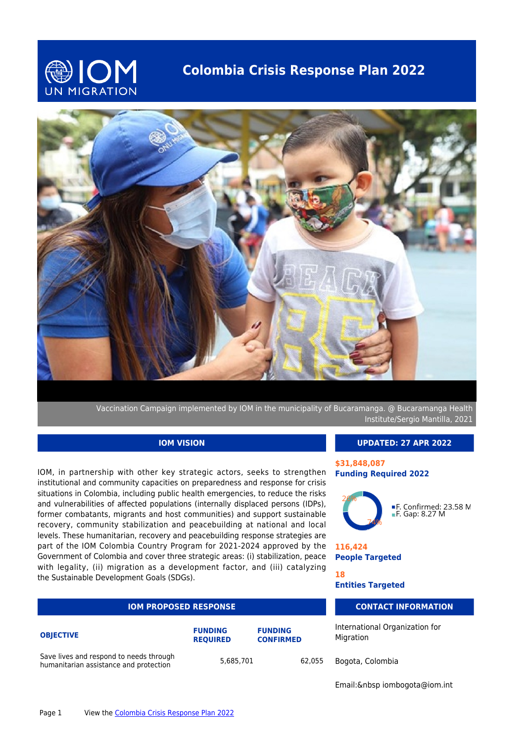# Colombia Crisis Response Plan 2022

Vaccination Campaign implemented by IOM in the municipality of Bucaramanga. @ Bucaramanga Health Institute/Sergio Mantilla, 2021

## IOM VISION

IOM, in partnership with other key strategic actors, seeks to strengthen institutional and community capacities on preparedness and response for crisis situations in Colombia, including public health emergencies, to reduce the risks and vulnerabilities of affected populations (internally displaced persons (IDPs), former combatants, migrants and host communities) and support sustainable recovery, community stabilization and peacebuilding at national and local levels. These humanitarian, recovery and peacebuilding response strategies are part of the IOM Colombia Country Program for 2021-2024 approved by the Government of Colombia and cover three strategic areas: (i) stabilization, peace with legality, (ii) migration as a development factor, and (iii) catalyzing the Sustainable Development Goals (SDGs).

## UPDATED: 27 APR 2022

**$31,848,087**
**Funding Required 2022**

- F. Confirmed: 23.58 M (74%)
- F. Gap: 8.27 M (26%)

**116,424**
**People Targeted**

**18**
**Entities Targeted**

## IOM PROPOSED RESPONSE

| OBJECTIVE | FUNDING REQUIRED | FUNDING CONFIRMED |
|---|---|---|
| Save lives and respond to needs through humanitarian assistance and protection | 5,685,701 | 62,055 |

## CONTACT INFORMATION

International Organization for Migration

Bogota, Colombia

Email:&nbsp iombogota@iom.int

View the Colombia Crisis Response Plan 2022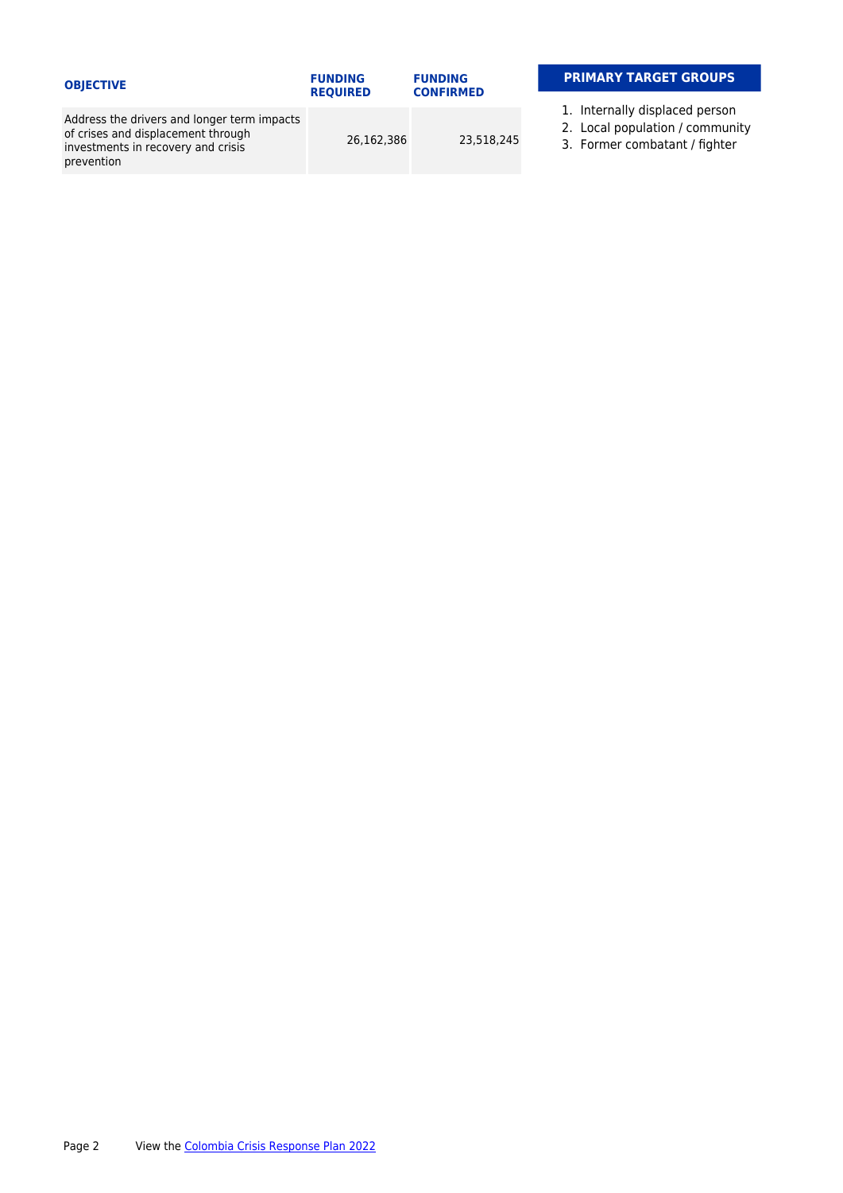| OBJECTIVE | FUNDING REQUIRED | FUNDING CONFIRMED |
|---|---|---|
| Address the drivers and longer term impacts of crises and displacement through investments in recovery and crisis prevention | 26,162,386 | 23,518,245 |

**PRIMARY TARGET GROUPS**

1. Internally displaced person
2. Local population / community
3. Former combatant / fighter

View the [Colombia Crisis Response Plan 2022]()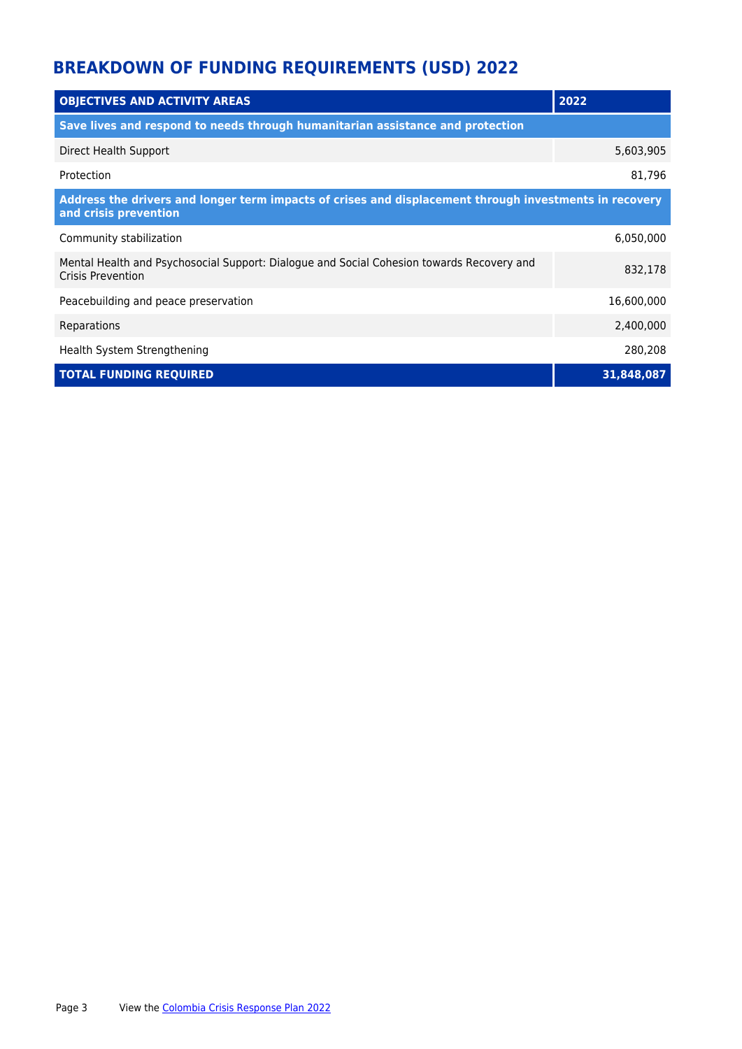## BREAKDOWN OF FUNDING REQUIREMENTS (USD) 2022

| OBJECTIVES AND ACTIVITY AREAS | 2022 |
|---|---|
| **Save lives and respond to needs through humanitarian assistance and protection** | |
| Direct Health Support | 5,603,905 |
| Protection | 81,796 |
| **Address the drivers and longer term impacts of crises and displacement through investments in recovery and crisis prevention** | |
| Community stabilization | 6,050,000 |
| Mental Health and Psychosocial Support: Dialogue and Social Cohesion towards Recovery and Crisis Prevention | 832,178 |
| Peacebuilding and peace preservation | 16,600,000 |
| Reparations | 2,400,000 |
| Health System Strengthening | 280,208 |
| **TOTAL FUNDING REQUIRED** | **31,848,087** |

View the [Colombia Crisis Response Plan 2022]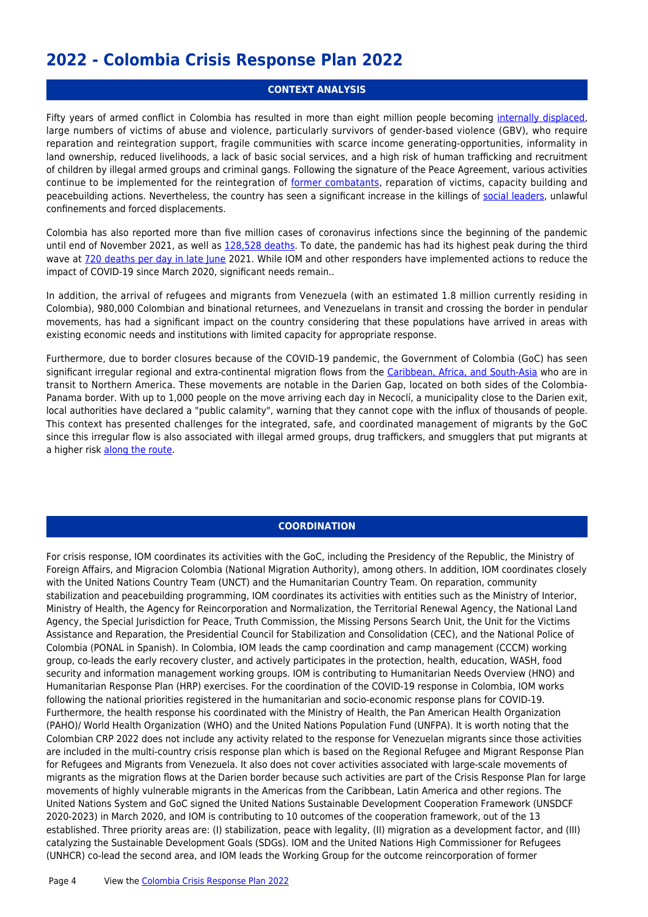# 2022 - Colombia Crisis Response Plan 2022

## CONTEXT ANALYSIS

Fifty years of armed conflict in Colombia has resulted in more than eight million people becoming internally displaced, large numbers of victims of abuse and violence, particularly survivors of gender-based violence (GBV), who require reparation and reintegration support, fragile communities with scarce income generating-opportunities, informality in land ownership, reduced livelihoods, a lack of basic social services, and a high risk of human trafficking and recruitment of children by illegal armed groups and criminal gangs. Following the signature of the Peace Agreement, various activities continue to be implemented for the reintegration of former combatants, reparation of victims, capacity building and peacebuilding actions. Nevertheless, the country has seen a significant increase in the killings of social leaders, unlawful confinements and forced displacements.

Colombia has also reported more than five million cases of coronavirus infections since the beginning of the pandemic until end of November 2021, as well as 128,528 deaths. To date, the pandemic has had its highest peak during the third wave at 720 deaths per day in late June 2021. While IOM and other responders have implemented actions to reduce the impact of COVID-19 since March 2020, significant needs remain..

In addition, the arrival of refugees and migrants from Venezuela (with an estimated 1.8 million currently residing in Colombia), 980,000 Colombian and binational returnees, and Venezuelans in transit and crossing the border in pendular movements, has had a significant impact on the country considering that these populations have arrived in areas with existing economic needs and institutions with limited capacity for appropriate response.

Furthermore, due to border closures because of the COVID-19 pandemic, the Government of Colombia (GoC) has seen significant irregular regional and extra-continental migration flows from the Caribbean, Africa, and South-Asia who are in transit to Northern America. These movements are notable in the Darien Gap, located on both sides of the Colombia-Panama border. With up to 1,000 people on the move arriving each day in Necoclí, a municipality close to the Darien exit, local authorities have declared a "public calamity", warning that they cannot cope with the influx of thousands of people. This context has presented challenges for the integrated, safe, and coordinated management of migrants by the GoC since this irregular flow is also associated with illegal armed groups, drug traffickers, and smugglers that put migrants at a higher risk along the route.

## COORDINATION

For crisis response, IOM coordinates its activities with the GoC, including the Presidency of the Republic, the Ministry of Foreign Affairs, and Migracion Colombia (National Migration Authority), among others. In addition, IOM coordinates closely with the United Nations Country Team (UNCT) and the Humanitarian Country Team. On reparation, community stabilization and peacebuilding programming, IOM coordinates its activities with entities such as the Ministry of Interior, Ministry of Health, the Agency for Reincorporation and Normalization, the Territorial Renewal Agency, the National Land Agency, the Special Jurisdiction for Peace, Truth Commission, the Missing Persons Search Unit, the Unit for the Victims Assistance and Reparation, the Presidential Council for Stabilization and Consolidation (CEC), and the National Police of Colombia (PONAL in Spanish). In Colombia, IOM leads the camp coordination and camp management (CCCM) working group, co-leads the early recovery cluster, and actively participates in the protection, health, education, WASH, food security and information management working groups. IOM is contributing to Humanitarian Needs Overview (HNO) and Humanitarian Response Plan (HRP) exercises. For the coordination of the COVID-19 response in Colombia, IOM works following the national priorities registered in the humanitarian and socio-economic response plans for COVID-19. Furthermore, the health response his coordinated with the Ministry of Health, the Pan American Health Organization (PAHO)/ World Health Organization (WHO) and the United Nations Population Fund (UNFPA). It is worth noting that the Colombian CRP 2022 does not include any activity related to the response for Venezuelan migrants since those activities are included in the multi-country crisis response plan which is based on the Regional Refugee and Migrant Response Plan for Refugees and Migrants from Venezuela. It also does not cover activities associated with large-scale movements of migrants as the migration flows at the Darien border because such activities are part of the Crisis Response Plan for large movements of highly vulnerable migrants in the Americas from the Caribbean, Latin America and other regions. The United Nations System and GoC signed the United Nations Sustainable Development Cooperation Framework (UNSDCF 2020-2023) in March 2020, and IOM is contributing to 10 outcomes of the cooperation framework, out of the 13 established. Three priority areas are: (I) stabilization, peace with legality, (II) migration as a development factor, and (III) catalyzing the Sustainable Development Goals (SDGs). IOM and the United Nations High Commissioner for Refugees (UNHCR) co-lead the second area, and IOM leads the Working Group for the outcome reincorporation of former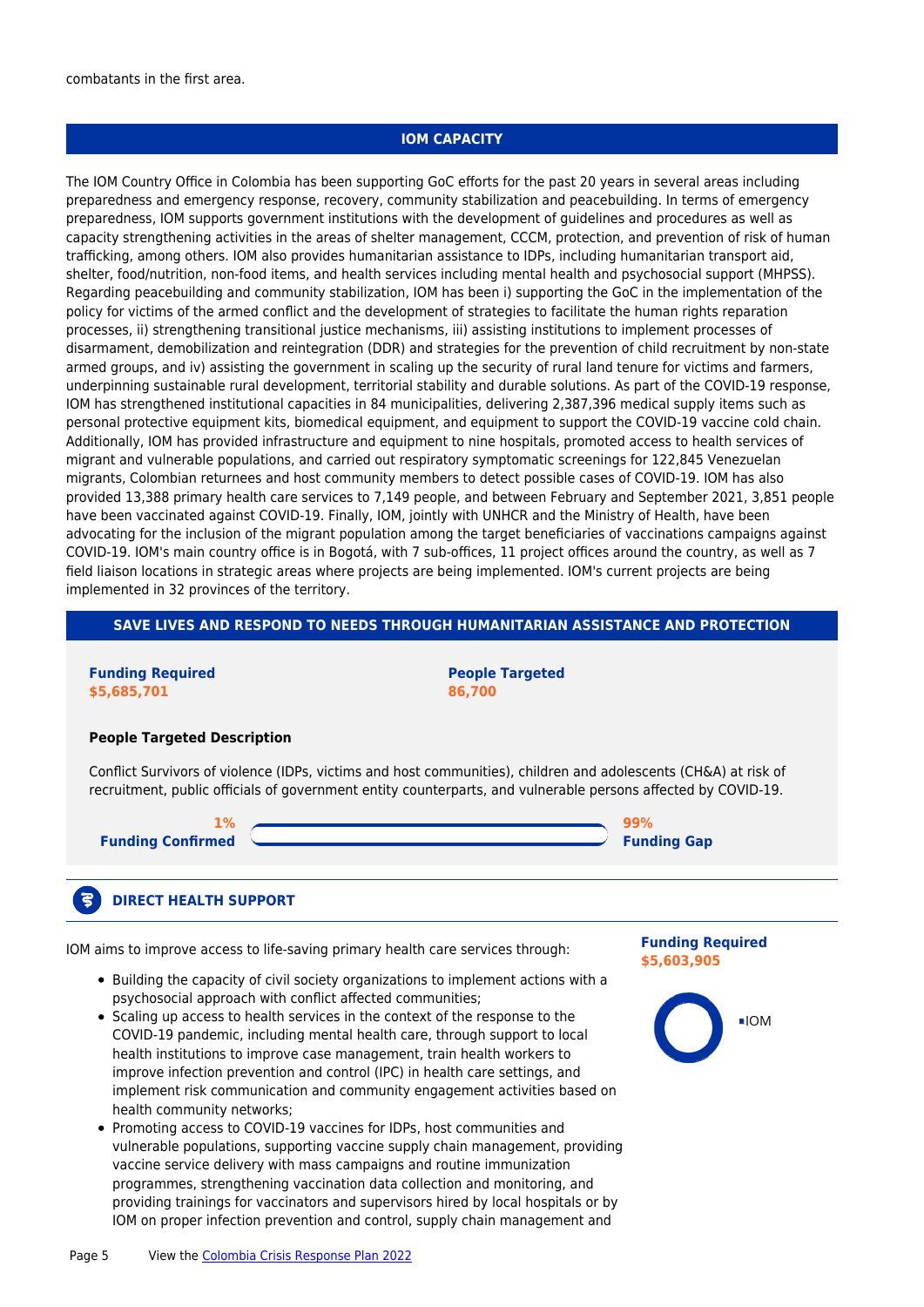combatants in the first area.

## IOM CAPACITY

The IOM Country Office in Colombia has been supporting GoC efforts for the past 20 years in several areas including preparedness and emergency response, recovery, community stabilization and peacebuilding. In terms of emergency preparedness, IOM supports government institutions with the development of guidelines and procedures as well as capacity strengthening activities in the areas of shelter management, CCCM, protection, and prevention of risk of human trafficking, among others. IOM also provides humanitarian assistance to IDPs, including humanitarian transport aid, shelter, food/nutrition, non-food items, and health services including mental health and psychosocial support (MHPSS). Regarding peacebuilding and community stabilization, IOM has been i) supporting the GoC in the implementation of the policy for victims of the armed conflict and the development of strategies to facilitate the human rights reparation processes, ii) strengthening transitional justice mechanisms, iii) assisting institutions to implement processes of disarmament, demobilization and reintegration (DDR) and strategies for the prevention of child recruitment by non-state armed groups, and iv) assisting the government in scaling up the security of rural land tenure for victims and farmers, underpinning sustainable rural development, territorial stability and durable solutions. As part of the COVID-19 response, IOM has strengthened institutional capacities in 84 municipalities, delivering 2,387,396 medical supply items such as personal protective equipment kits, biomedical equipment, and equipment to support the COVID-19 vaccine cold chain. Additionally, IOM has provided infrastructure and equipment to nine hospitals, promoted access to health services of migrant and vulnerable populations, and carried out respiratory symptomatic screenings for 122,845 Venezuelan migrants, Colombian returnees and host community members to detect possible cases of COVID-19. IOM has also provided 13,388 primary health care services to 7,149 people, and between February and September 2021, 3,851 people have been vaccinated against COVID-19. Finally, IOM, jointly with UNHCR and the Ministry of Health, have been advocating for the inclusion of the migrant population among the target beneficiaries of vaccinations campaigns against COVID-19. IOM's main country office is in Bogotá, with 7 sub-offices, 11 project offices around the country, as well as 7 field liaison locations in strategic areas where projects are being implemented. IOM's current projects are being implemented in 32 provinces of the territory.

## SAVE LIVES AND RESPOND TO NEEDS THROUGH HUMANITARIAN ASSISTANCE AND PROTECTION

**Funding Required**
**$5,685,701**

**People Targeted**
**86,700**

**People Targeted Description**

Conflict Survivors of violence (IDPs, victims and host communities), children and adolescents (CH&A) at risk of recruitment, public officials of government entity counterparts, and vulnerable persons affected by COVID-19.

**1% Funding Confirmed**

**99% Funding Gap**

### DIRECT HEALTH SUPPORT

**Funding Required**
**$5,603,905**

IOM

IOM aims to improve access to life-saving primary health care services through:

- Building the capacity of civil society organizations to implement actions with a psychosocial approach with conflict affected communities;
- Scaling up access to health services in the context of the response to the COVID-19 pandemic, including mental health care, through support to local health institutions to improve case management, train health workers to improve infection prevention and control (IPC) in health care settings, and implement risk communication and community engagement activities based on health community networks;
- Promoting access to COVID-19 vaccines for IDPs, host communities and vulnerable populations, supporting vaccine supply chain management, providing vaccine service delivery with mass campaigns and routine immunization programmes, strengthening vaccination data collection and monitoring, and providing trainings for vaccinators and supervisors hired by local hospitals or by IOM on proper infection prevention and control, supply chain management and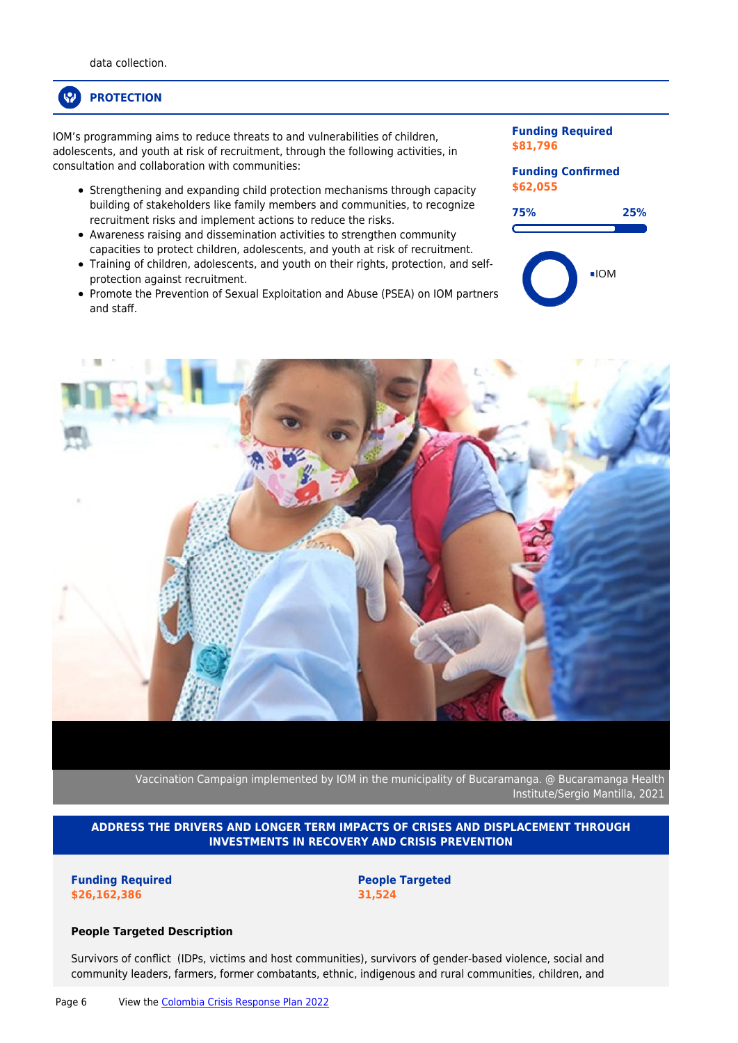data collection.

## PROTECTION

IOM's programming aims to reduce threats to and vulnerabilities of children, adolescents, and youth at risk of recruitment, through the following activities, in consultation and collaboration with communities:

- Strengthening and expanding child protection mechanisms through capacity building of stakeholders like family members and communities, to recognize recruitment risks and implement actions to reduce the risks.
- Awareness raising and dissemination activities to strengthen community capacities to protect children, adolescents, and youth at risk of recruitment.
- Training of children, adolescents, and youth on their rights, protection, and self-protection against recruitment.
- Promote the Prevention of Sexual Exploitation and Abuse (PSEA) on IOM partners and staff.

**Funding Required**
**$81,796**

**Funding Confirmed**
**$62,055**

75% 25%

IOM

Vaccination Campaign implemented by IOM in the municipality of Bucaramanga. @ Bucaramanga Health Institute/Sergio Mantilla, 2021

## ADDRESS THE DRIVERS AND LONGER TERM IMPACTS OF CRISES AND DISPLACEMENT THROUGH INVESTMENTS IN RECOVERY AND CRISIS PREVENTION

**Funding Required**
**$26,162,386**

**People Targeted**
**31,524**

**People Targeted Description**

Survivors of conflict (IDPs, victims and host communities), survivors of gender-based violence, social and community leaders, farmers, former combatants, ethnic, indigenous and rural communities, children, and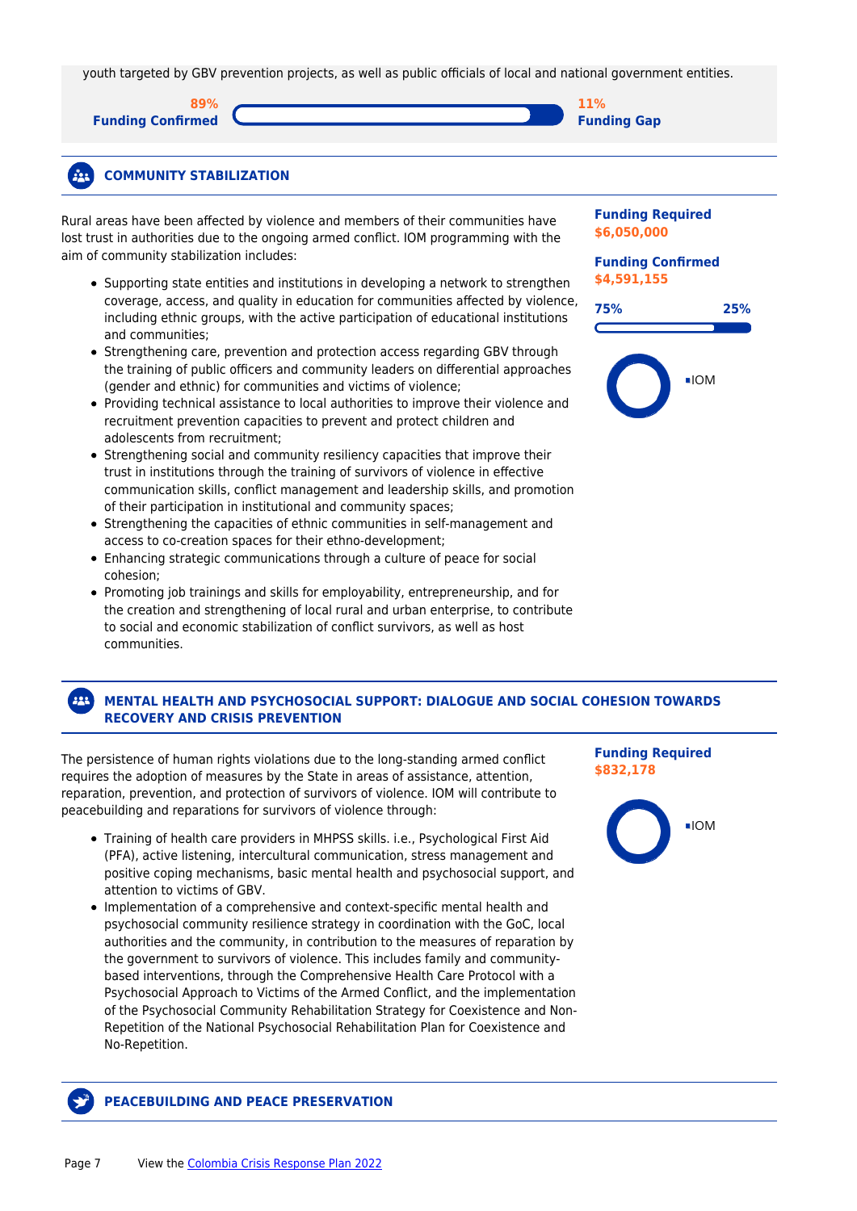youth targeted by GBV prevention projects, as well as public officials of local and national government entities.

**89%**
**Funding Confirmed**

**11%**
**Funding Gap**

## COMMUNITY STABILIZATION

**Funding Required**
**$6,050,000**

**Funding Confirmed**
**$4,591,155**

**75%** **25%**

▪IOM

Rural areas have been affected by violence and members of their communities have lost trust in authorities due to the ongoing armed conflict. IOM programming with the aim of community stabilization includes:

- Supporting state entities and institutions in developing a network to strengthen coverage, access, and quality in education for communities affected by violence, including ethnic groups, with the active participation of educational institutions and communities;
- Strengthening care, prevention and protection access regarding GBV through the training of public officers and community leaders on differential approaches (gender and ethnic) for communities and victims of violence;
- Providing technical assistance to local authorities to improve their violence and recruitment prevention capacities to prevent and protect children and adolescents from recruitment;
- Strengthening social and community resiliency capacities that improve their trust in institutions through the training of survivors of violence in effective communication skills, conflict management and leadership skills, and promotion of their participation in institutional and community spaces;
- Strengthening the capacities of ethnic communities in self-management and access to co-creation spaces for their ethno-development;
- Enhancing strategic communications through a culture of peace for social cohesion;
- Promoting job trainings and skills for employability, entrepreneurship, and for the creation and strengthening of local rural and urban enterprise, to contribute to social and economic stabilization of conflict survivors, as well as host communities.

## MENTAL HEALTH AND PSYCHOSOCIAL SUPPORT: DIALOGUE AND SOCIAL COHESION TOWARDS RECOVERY AND CRISIS PREVENTION

**Funding Required**
**$832,178**

▪IOM

The persistence of human rights violations due to the long-standing armed conflict requires the adoption of measures by the State in areas of assistance, attention, reparation, prevention, and protection of survivors of violence. IOM will contribute to peacebuilding and reparations for survivors of violence through:

- Training of health care providers in MHPSS skills. i.e., Psychological First Aid (PFA), active listening, intercultural communication, stress management and positive coping mechanisms, basic mental health and psychosocial support, and attention to victims of GBV.
- Implementation of a comprehensive and context-specific mental health and psychosocial community resilience strategy in coordination with the GoC, local authorities and the community, in contribution to the measures of reparation by the government to survivors of violence. This includes family and community-based interventions, through the Comprehensive Health Care Protocol with a Psychosocial Approach to Victims of the Armed Conflict, and the implementation of the Psychosocial Community Rehabilitation Strategy for Coexistence and Non-Repetition of the National Psychosocial Rehabilitation Plan for Coexistence and No-Repetition.

## PEACEBUILDING AND PEACE PRESERVATION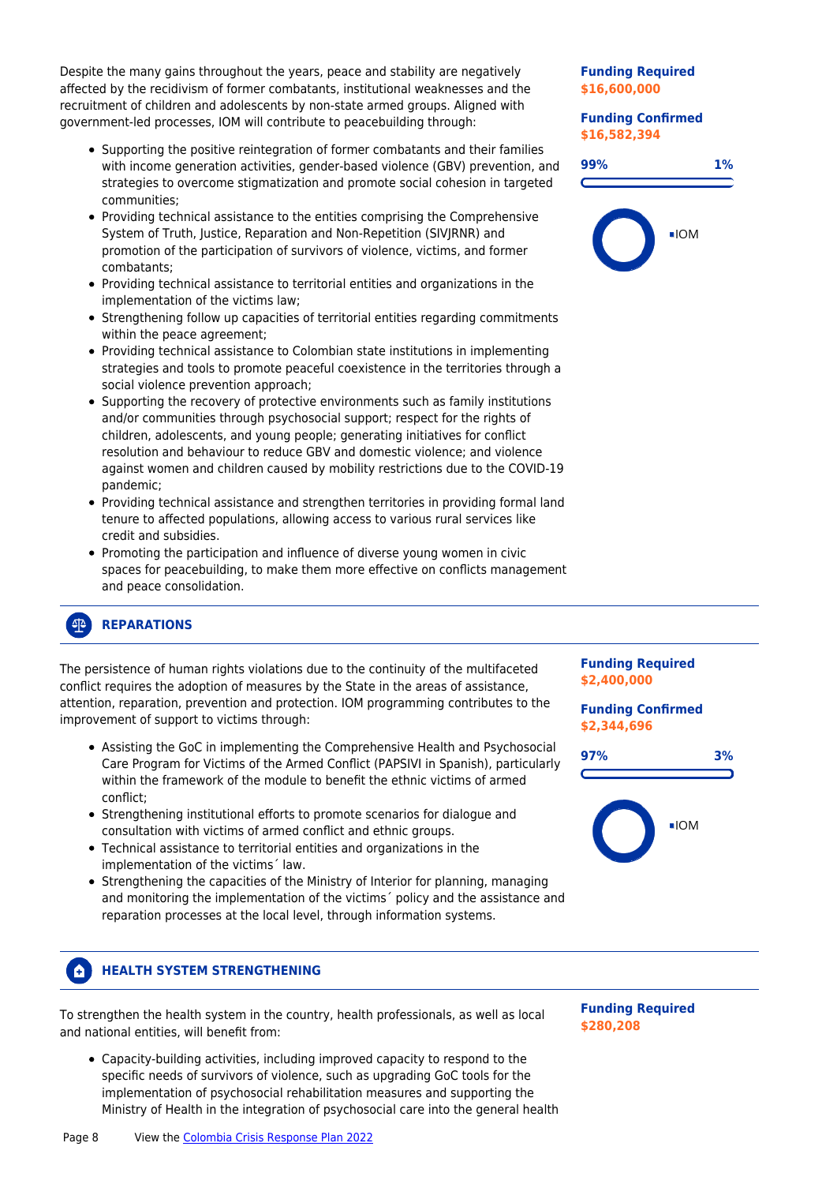Despite the many gains throughout the years, peace and stability are negatively affected by the recidivism of former combatants, institutional weaknesses and the recruitment of children and adolescents by non-state armed groups. Aligned with government-led processes, IOM will contribute to peacebuilding through:

- Supporting the positive reintegration of former combatants and their families with income generation activities, gender-based violence (GBV) prevention, and strategies to overcome stigmatization and promote social cohesion in targeted communities;
- Providing technical assistance to the entities comprising the Comprehensive System of Truth, Justice, Reparation and Non-Repetition (SIVJRNR) and promotion of the participation of survivors of violence, victims, and former combatants;
- Providing technical assistance to territorial entities and organizations in the implementation of the victims law;
- Strengthening follow up capacities of territorial entities regarding commitments within the peace agreement;
- Providing technical assistance to Colombian state institutions in implementing strategies and tools to promote peaceful coexistence in the territories through a social violence prevention approach;
- Supporting the recovery of protective environments such as family institutions and/or communities through psychosocial support; respect for the rights of children, adolescents, and young people; generating initiatives for conflict resolution and behaviour to reduce GBV and domestic violence; and violence against women and children caused by mobility restrictions due to the COVID-19 pandemic;
- Providing technical assistance and strengthen territories in providing formal land tenure to affected populations, allowing access to various rural services like credit and subsidies.
- Promoting the participation and influence of diverse young women in civic spaces for peacebuilding, to make them more effective on conflicts management and peace consolidation.

**Funding Required**
**$16,600,000**

**Funding Confirmed**
**$16,582,394**

99% | 1%

IOM

## REPARATIONS

The persistence of human rights violations due to the continuity of the multifaceted conflict requires the adoption of measures by the State in the areas of assistance, attention, reparation, prevention and protection. IOM programming contributes to the improvement of support to victims through:

- Assisting the GoC in implementing the Comprehensive Health and Psychosocial Care Program for Victims of the Armed Conflict (PAPSIVI in Spanish), particularly within the framework of the module to benefit the ethnic victims of armed conflict;
- Strengthening institutional efforts to promote scenarios for dialogue and consultation with victims of armed conflict and ethnic groups.
- Technical assistance to territorial entities and organizations in the implementation of the victims´ law.
- Strengthening the capacities of the Ministry of Interior for planning, managing and monitoring the implementation of the victims´ policy and the assistance and reparation processes at the local level, through information systems.

**Funding Required**
**$2,400,000**

**Funding Confirmed**
**$2,344,696**

97% | 3%

IOM

## HEALTH SYSTEM STRENGTHENING

To strengthen the health system in the country, health professionals, as well as local and national entities, will benefit from:

- Capacity-building activities, including improved capacity to respond to the specific needs of survivors of violence, such as upgrading GoC tools for the implementation of psychosocial rehabilitation measures and supporting the Ministry of Health in the integration of psychosocial care into the general health

**Funding Required**
**$280,208**

View the [Colombia Crisis Response Plan 2022]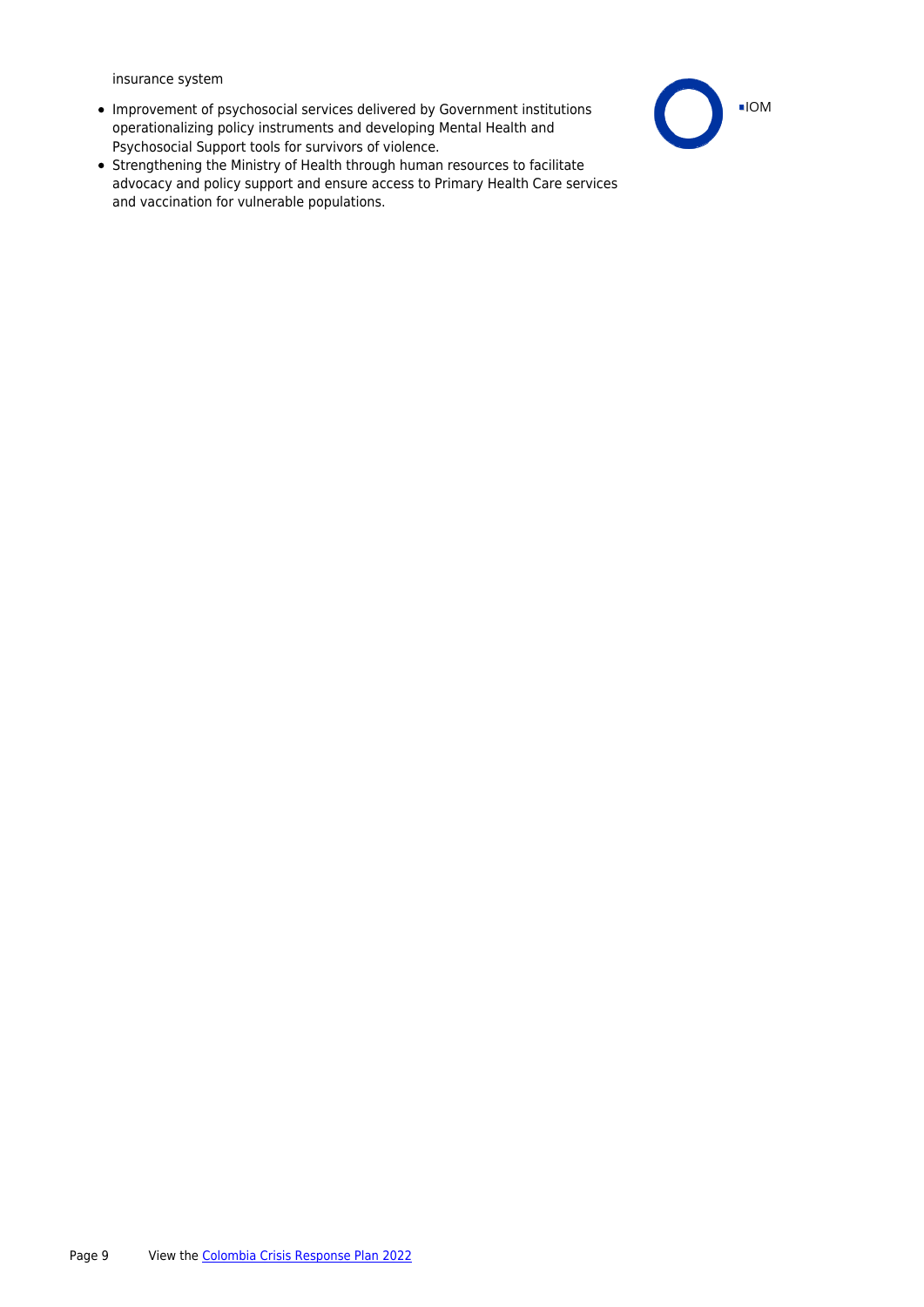insurance system

- Improvement of psychosocial services delivered by Government institutions operationalizing policy instruments and developing Mental Health and Psychosocial Support tools for survivors of violence.
- Strengthening the Ministry of Health through human resources to facilitate advocacy and policy support and ensure access to Primary Health Care services and vaccination for vulnerable populations.

IOM

View the [Colombia Crisis Response Plan 2022]